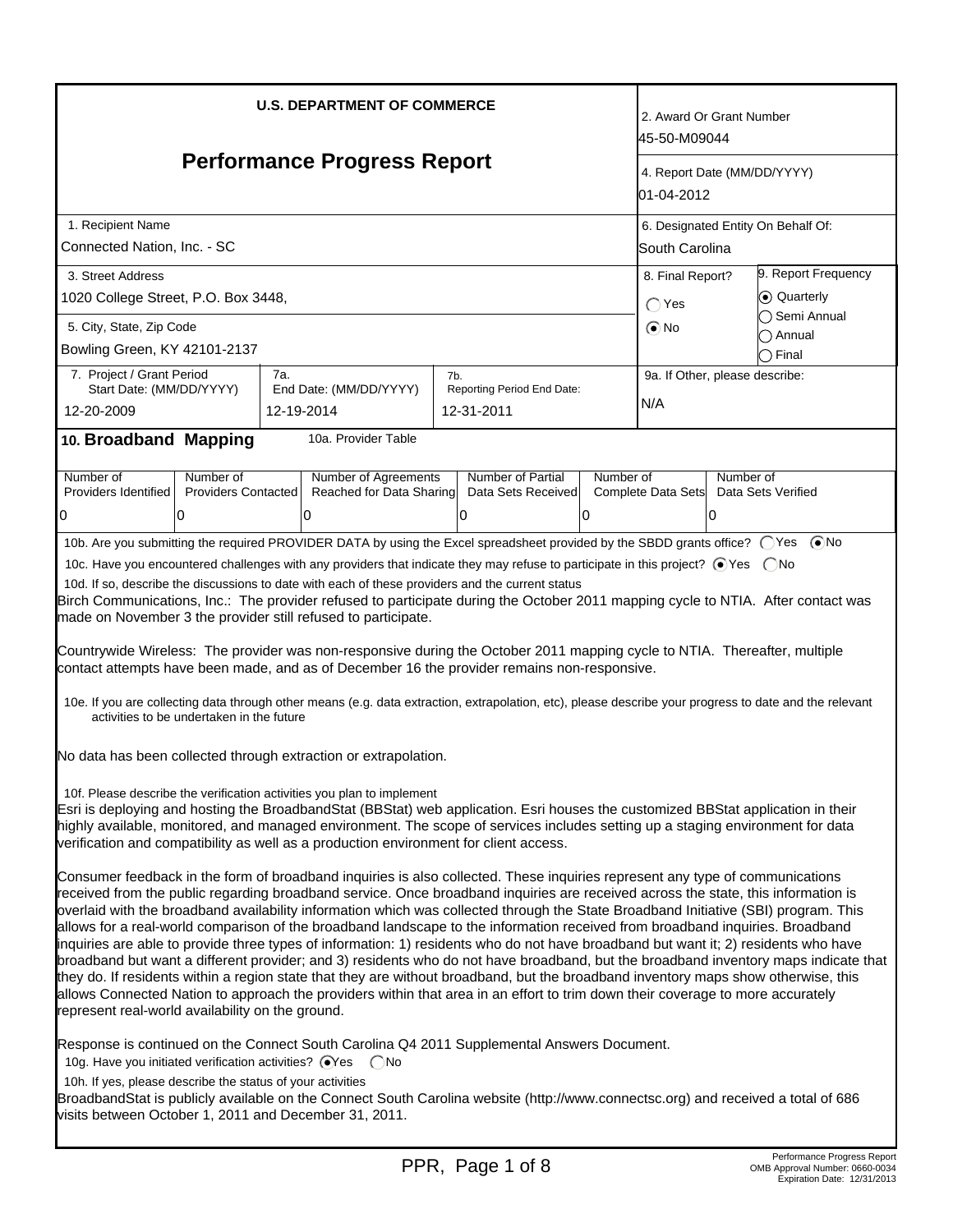**U.S. DEPARTMENT OF COMMERCE**

# Performance Progress Report

| | |
|---|---|
| 2. Award Or Grant Number | 45-50-M09044 |
| 4. Report Date (MM/DD/YYYY) | 01-04-2012 |
| 1. Recipient Name | Connected Nation, Inc. - SC |
| 6. Designated Entity On Behalf Of: | South Carolina |
| 3. Street Address | 1020 College Street, P.O. Box 3448, |
| 5. City, State, Zip Code | Bowling Green, KY 42101-2137 |
| 8. Final Report? | ◯ Yes ⦿ No |
| 9. Report Frequency | ⦿ Quarterly ◯ Semi Annual ◯ Annual ◯ Final |
| 7. Project / Grant Period Start Date: (MM/DD/YYYY) | 12-20-2009 |
| 7a. End Date: (MM/DD/YYYY) | 12-19-2014 |
| 7b. Reporting Period End Date: | 12-31-2011 |
| 9a. If Other, please describe: | N/A |

## 10. Broadband Mapping

10a. Provider Table

| Number of Providers Identified | Number of Providers Contacted | Number of Agreements Reached for Data Sharing | Number of Partial Data Sets Received | Number of Complete Data Sets | Number of Data Sets Verified |
|---|---|---|---|---|---|
| 0 | 0 | 0 | 0 | 0 | 0 |

10b. Are you submitting the required PROVIDER DATA by using the Excel spreadsheet provided by the SBDD grants office? ◯ Yes ⦿ No

10c. Have you encountered challenges with any providers that indicate they may refuse to participate in this project? ⦿ Yes ◯ No

10d. If so, describe the discussions to date with each of these providers and the current status

Birch Communications, Inc.: The provider refused to participate during the October 2011 mapping cycle to NTIA. After contact was made on November 3 the provider still refused to participate.

Countrywide Wireless: The provider was non-responsive during the October 2011 mapping cycle to NTIA. Thereafter, multiple contact attempts have been made, and as of December 16 the provider remains non-responsive.

10e. If you are collecting data through other means (e.g. data extraction, extrapolation, etc), please describe your progress to date and the relevant activities to be undertaken in the future

No data has been collected through extraction or extrapolation.

10f. Please describe the verification activities you plan to implement

Esri is deploying and hosting the BroadbandStat (BBStat) web application. Esri houses the customized BBStat application in their highly available, monitored, and managed environment. The scope of services includes setting up a staging environment for data verification and compatibility as well as a production environment for client access.

Consumer feedback in the form of broadband inquiries is also collected. These inquiries represent any type of communications received from the public regarding broadband service. Once broadband inquiries are received across the state, this information is overlaid with the broadband availability information which was collected through the State Broadband Initiative (SBI) program. This allows for a real-world comparison of the broadband landscape to the information received from broadband inquiries. Broadband inquiries are able to provide three types of information: 1) residents who do not have broadband but want it; 2) residents who have broadband but want a different provider; and 3) residents who do not have broadband, but the broadband inventory maps indicate that they do. If residents within a region state that they are without broadband, but the broadband inventory maps show otherwise, this allows Connected Nation to approach the providers within that area in an effort to trim down their coverage to more accurately represent real-world availability on the ground.

Response is continued on the Connect South Carolina Q4 2011 Supplemental Answers Document.

10g. Have you initiated verification activities? ⦿ Yes ◯ No

10h. If yes, please describe the status of your activities

BroadbandStat is publicly available on the Connect South Carolina website (http://www.connectsc.org) and received a total of 686 visits between October 1, 2011 and December 31, 2011.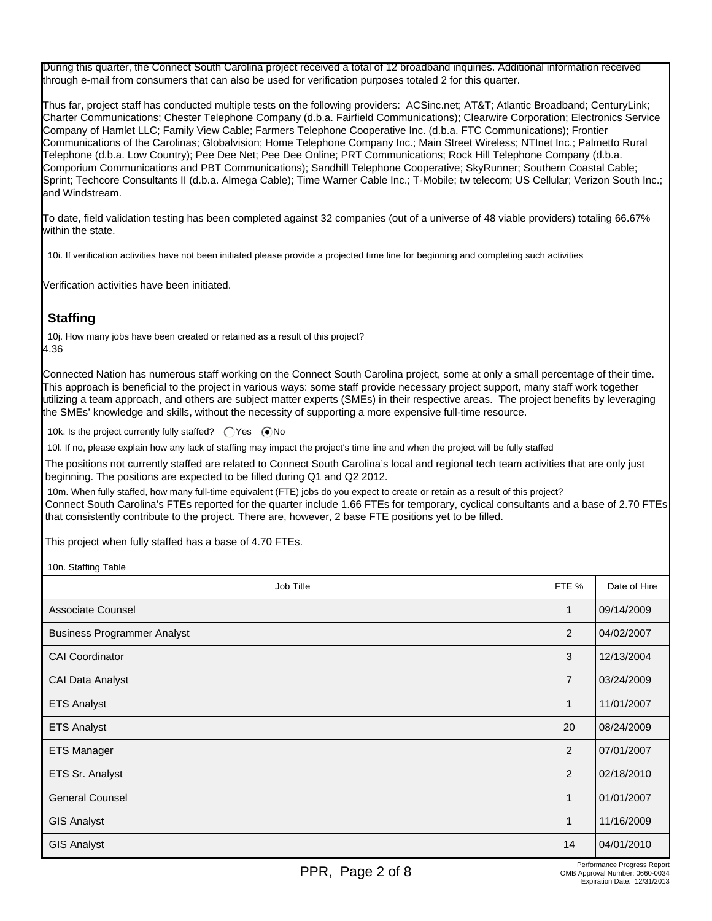During this quarter, the Connect South Carolina project received a total of 12 broadband inquiries. Additional information received through e-mail from consumers that can also be used for verification purposes totaled 2 for this quarter.

Thus far, project staff has conducted multiple tests on the following providers: ACSinc.net; AT&T; Atlantic Broadband; CenturyLink; Charter Communications; Chester Telephone Company (d.b.a. Fairfield Communications); Clearwire Corporation; Electronics Service Company of Hamlet LLC; Family View Cable; Farmers Telephone Cooperative Inc. (d.b.a. FTC Communications); Frontier Communications of the Carolinas; Globalvision; Home Telephone Company Inc.; Main Street Wireless; NTInet Inc.; Palmetto Rural Telephone (d.b.a. Low Country); Pee Dee Net; Pee Dee Online; PRT Communications; Rock Hill Telephone Company (d.b.a. Comporium Communications and PBT Communications); Sandhill Telephone Cooperative; SkyRunner; Southern Coastal Cable; Sprint; Techcore Consultants II (d.b.a. Almega Cable); Time Warner Cable Inc.; T-Mobile; tw telecom; US Cellular; Verizon South Inc.; and Windstream.

To date, field validation testing has been completed against 32 companies (out of a universe of 48 viable providers) totaling 66.67% within the state.

10i. If verification activities have not been initiated please provide a projected time line for beginning and completing such activities

Verification activities have been initiated.

## Staffing

10j. How many jobs have been created or retained as a result of this project?

4.36

Connected Nation has numerous staff working on the Connect South Carolina project, some at only a small percentage of their time. This approach is beneficial to the project in various ways: some staff provide necessary project support, many staff work together utilizing a team approach, and others are subject matter experts (SMEs) in their respective areas. The project benefits by leveraging the SMEs' knowledge and skills, without the necessity of supporting a more expensive full-time resource.

10k. Is the project currently fully staffed? ○ Yes ◉ No

10l. If no, please explain how any lack of staffing may impact the project's time line and when the project will be fully staffed

The positions not currently staffed are related to Connect South Carolina's local and regional tech team activities that are only just beginning. The positions are expected to be filled during Q1 and Q2 2012.

10m. When fully staffed, how many full-time equivalent (FTE) jobs do you expect to create or retain as a result of this project?

Connect South Carolina's FTEs reported for the quarter include 1.66 FTEs for temporary, cyclical consultants and a base of 2.70 FTEs that consistently contribute to the project. There are, however, 2 base FTE positions yet to be filled.

This project when fully staffed has a base of 4.70 FTEs.

10n. Staffing Table

| Job Title | FTE % | Date of Hire |
|---|---|---|
| Associate Counsel | 1 | 09/14/2009 |
| Business Programmer Analyst | 2 | 04/02/2007 |
| CAI Coordinator | 3 | 12/13/2004 |
| CAI Data Analyst | 7 | 03/24/2009 |
| ETS Analyst | 1 | 11/01/2007 |
| ETS Analyst | 20 | 08/24/2009 |
| ETS Manager | 2 | 07/01/2007 |
| ETS Sr. Analyst | 2 | 02/18/2010 |
| General Counsel | 1 | 01/01/2007 |
| GIS Analyst | 1 | 11/16/2009 |
| GIS Analyst | 14 | 04/01/2010 |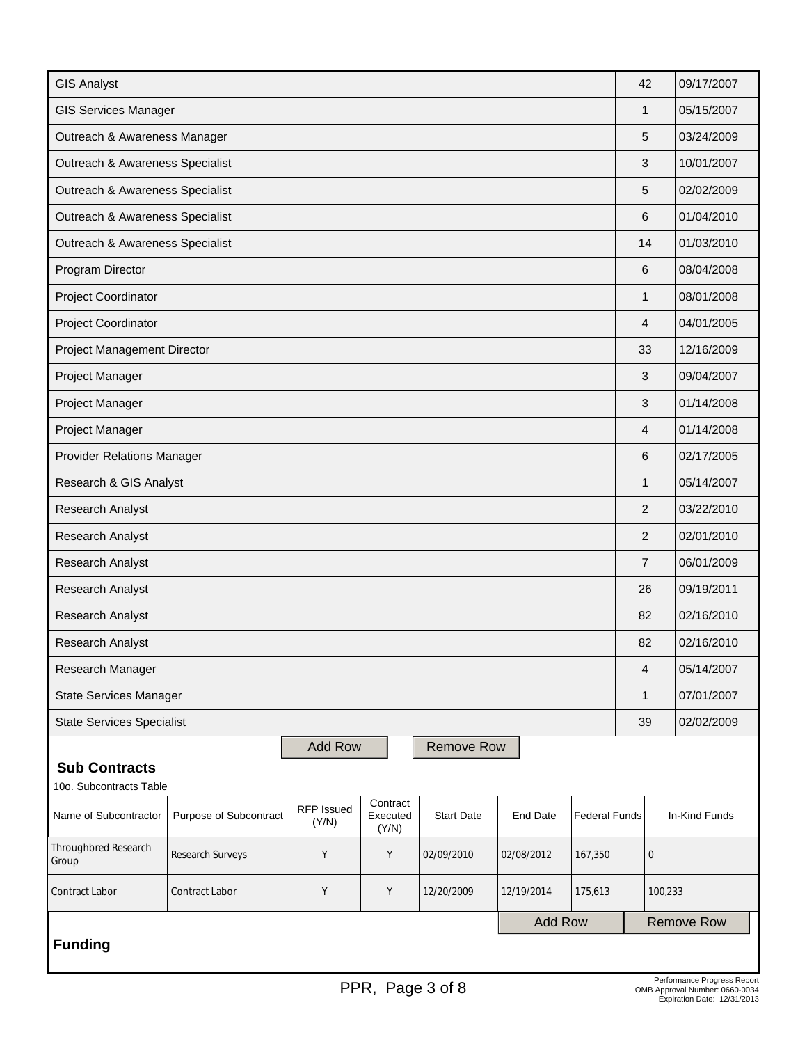| | | |
|---|---|---|
| GIS Analyst | 42 | 09/17/2007 |
| GIS Services Manager | 1 | 05/15/2007 |
| Outreach & Awareness Manager | 5 | 03/24/2009 |
| Outreach & Awareness Specialist | 3 | 10/01/2007 |
| Outreach & Awareness Specialist | 5 | 02/02/2009 |
| Outreach & Awareness Specialist | 6 | 01/04/2010 |
| Outreach & Awareness Specialist | 14 | 01/03/2010 |
| Program Director | 6 | 08/04/2008 |
| Project Coordinator | 1 | 08/01/2008 |
| Project Coordinator | 4 | 04/01/2005 |
| Project Management Director | 33 | 12/16/2009 |
| Project Manager | 3 | 09/04/2007 |
| Project Manager | 3 | 01/14/2008 |
| Project Manager | 4 | 01/14/2008 |
| Provider Relations Manager | 6 | 02/17/2005 |
| Research & GIS Analyst | 1 | 05/14/2007 |
| Research Analyst | 2 | 03/22/2010 |
| Research Analyst | 2 | 02/01/2010 |
| Research Analyst | 7 | 06/01/2009 |
| Research Analyst | 26 | 09/19/2011 |
| Research Analyst | 82 | 02/16/2010 |
| Research Analyst | 82 | 02/16/2010 |
| Research Manager | 4 | 05/14/2007 |
| State Services Manager | 1 | 07/01/2007 |
| State Services Specialist | 39 | 02/02/2009 |

## Sub Contracts

10o. Subcontracts Table

| Name of Subcontractor | Purpose of Subcontract | RFP Issued (Y/N) | Contract Executed (Y/N) | Start Date | End Date | Federal Funds | In-Kind Funds |
|---|---|---|---|---|---|---|---|
| Throughbred Research Group | Research Surveys | Y | Y | 02/09/2010 | 02/08/2012 | 167,350 | 0 |
| Contract Labor | Contract Labor | Y | Y | 12/20/2009 | 12/19/2014 | 175,613 | 100,233 |

## Funding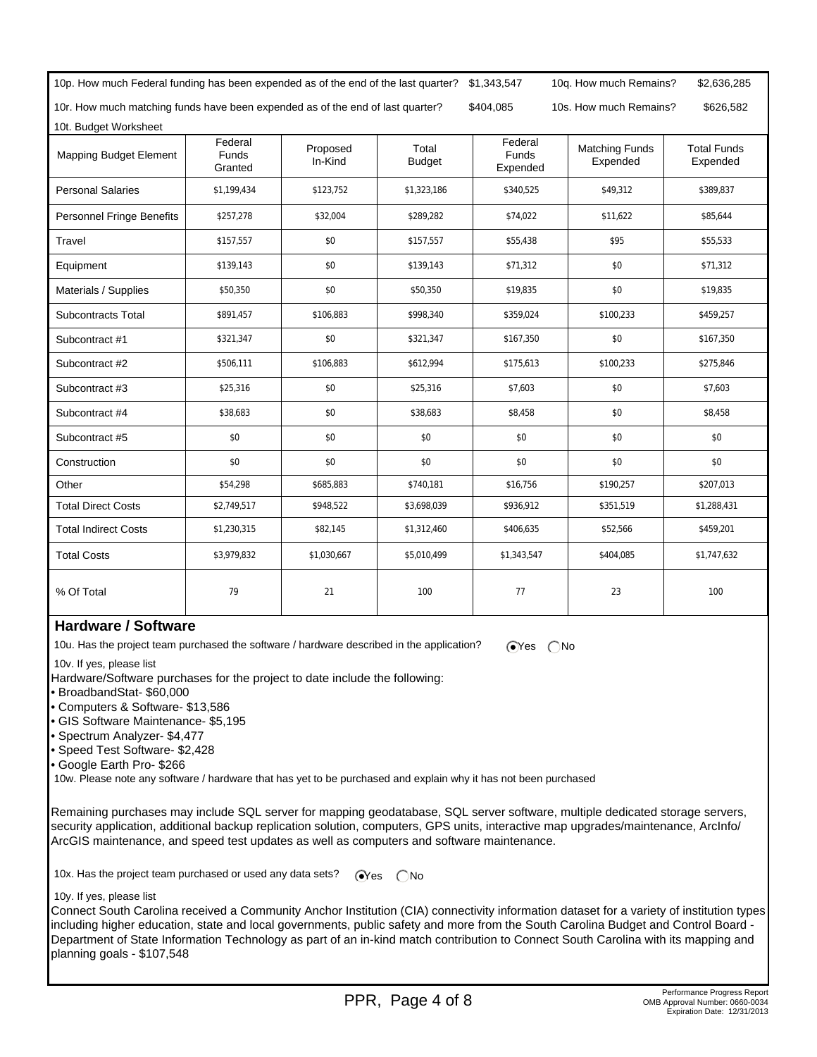10p. How much Federal funding has been expended as of the end of the last quarter? $1,343,547 | 10q. How much Remains? $2,636,285

10r. How much matching funds have been expended as of the end of last quarter? $404,085 | 10s. How much Remains? $626,582

10t. Budget Worksheet

| Mapping Budget Element | Federal Funds Granted | Proposed In-Kind | Total Budget | Federal Funds Expended | Matching Funds Expended | Total Funds Expended |
|---|---|---|---|---|---|---|
| Personal Salaries | $1,199,434 | $123,752 | $1,323,186 | $340,525 | $49,312 | $389,837 |
| Personnel Fringe Benefits | $257,278 | $32,004 | $289,282 | $74,022 | $11,622 | $85,644 |
| Travel | $157,557 | $0 | $157,557 | $55,438 | $95 | $55,533 |
| Equipment | $139,143 | $0 | $139,143 | $71,312 | $0 | $71,312 |
| Materials / Supplies | $50,350 | $0 | $50,350 | $19,835 | $0 | $19,835 |
| Subcontracts Total | $891,457 | $106,883 | $998,340 | $359,024 | $100,233 | $459,257 |
| Subcontract #1 | $321,347 | $0 | $321,347 | $167,350 | $0 | $167,350 |
| Subcontract #2 | $506,111 | $106,883 | $612,994 | $175,613 | $100,233 | $275,846 |
| Subcontract #3 | $25,316 | $0 | $25,316 | $7,603 | $0 | $7,603 |
| Subcontract #4 | $38,683 | $0 | $38,683 | $8,458 | $0 | $8,458 |
| Subcontract #5 | $0 | $0 | $0 | $0 | $0 | $0 |
| Construction | $0 | $0 | $0 | $0 | $0 | $0 |
| Other | $54,298 | $685,883 | $740,181 | $16,756 | $190,257 | $207,013 |
| Total Direct Costs | $2,749,517 | $948,522 | $3,698,039 | $936,912 | $351,519 | $1,288,431 |
| Total Indirect Costs | $1,230,315 | $82,145 | $1,312,460 | $406,635 | $52,566 | $459,201 |
| Total Costs | $3,979,832 | $1,030,667 | $5,010,499 | $1,343,547 | $404,085 | $1,747,632 |
| % Of Total | 79 | 21 | 100 | 77 | 23 | 100 |

## Hardware / Software

10u. Has the project team purchased the software / hardware described in the application? (●) Yes ( ) No

10v. If yes, please list

Hardware/Software purchases for the project to date include the following:

- BroadbandStat- $60,000
- Computers & Software- $13,586
- GIS Software Maintenance- $5,195
- Spectrum Analyzer- $4,477
- Speed Test Software- $2,428
- Google Earth Pro- $266

10w. Please note any software / hardware that has yet to be purchased and explain why it has not been purchased

Remaining purchases may include SQL server for mapping geodatabase, SQL server software, multiple dedicated storage servers, security application, additional backup replication solution, computers, GPS units, interactive map upgrades/maintenance, ArcInfo/ ArcGIS maintenance, and speed test updates as well as computers and software maintenance.

10x. Has the project team purchased or used any data sets? (●) Yes ( ) No

10y. If yes, please list

Connect South Carolina received a Community Anchor Institution (CIA) connectivity information dataset for a variety of institution types including higher education, state and local governments, public safety and more from the South Carolina Budget and Control Board - Department of State Information Technology as part of an in-kind match contribution to Connect South Carolina with its mapping and planning goals - $107,548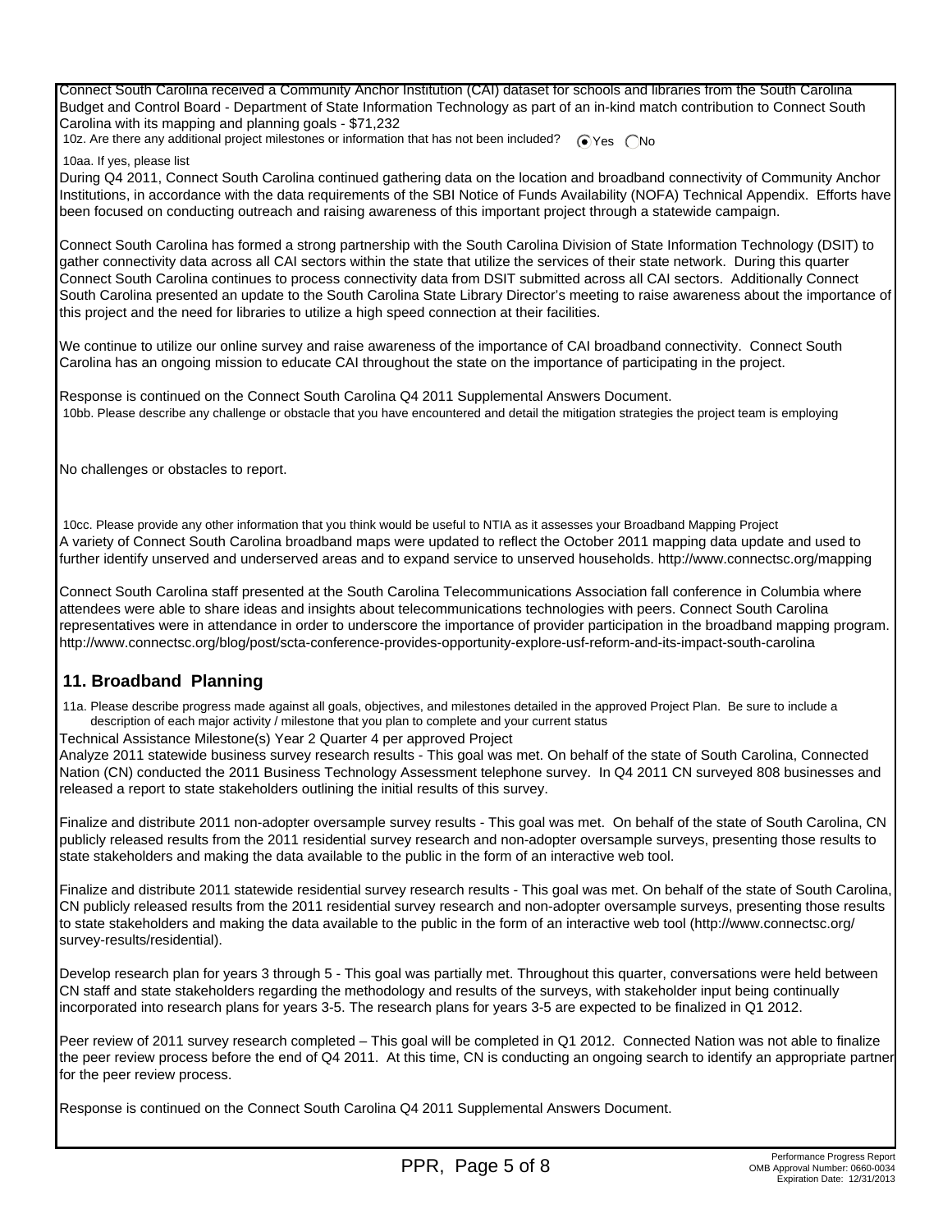Connect South Carolina received a Community Anchor Institution (CAI) dataset for schools and libraries from the South Carolina Budget and Control Board - Department of State Information Technology as part of an in-kind match contribution to Connect South Carolina with its mapping and planning goals - $71,232

10z. Are there any additional project milestones or information that has not been included? (●) Yes ( ) No

10aa. If yes, please list

During Q4 2011, Connect South Carolina continued gathering data on the location and broadband connectivity of Community Anchor Institutions, in accordance with the data requirements of the SBI Notice of Funds Availability (NOFA) Technical Appendix. Efforts have been focused on conducting outreach and raising awareness of this important project through a statewide campaign.

Connect South Carolina has formed a strong partnership with the South Carolina Division of State Information Technology (DSIT) to gather connectivity data across all CAI sectors within the state that utilize the services of their state network. During this quarter Connect South Carolina continues to process connectivity data from DSIT submitted across all CAI sectors. Additionally Connect South Carolina presented an update to the South Carolina State Library Director's meeting to raise awareness about the importance of this project and the need for libraries to utilize a high speed connection at their facilities.

We continue to utilize our online survey and raise awareness of the importance of CAI broadband connectivity. Connect South Carolina has an ongoing mission to educate CAI throughout the state on the importance of participating in the project.

Response is continued on the Connect South Carolina Q4 2011 Supplemental Answers Document.

10bb. Please describe any challenge or obstacle that you have encountered and detail the mitigation strategies the project team is employing

No challenges or obstacles to report.

10cc. Please provide any other information that you think would be useful to NTIA as it assesses your Broadband Mapping Project

A variety of Connect South Carolina broadband maps were updated to reflect the October 2011 mapping data update and used to further identify unserved and underserved areas and to expand service to unserved households. http://www.connectsc.org/mapping

Connect South Carolina staff presented at the South Carolina Telecommunications Association fall conference in Columbia where attendees were able to share ideas and insights about telecommunications technologies with peers. Connect South Carolina representatives were in attendance in order to underscore the importance of provider participation in the broadband mapping program. http://www.connectsc.org/blog/post/scta-conference-provides-opportunity-explore-usf-reform-and-its-impact-south-carolina

## 11. Broadband Planning

11a. Please describe progress made against all goals, objectives, and milestones detailed in the approved Project Plan. Be sure to include a description of each major activity / milestone that you plan to complete and your current status

Technical Assistance Milestone(s) Year 2 Quarter 4 per approved Project

Analyze 2011 statewide business survey research results - This goal was met. On behalf of the state of South Carolina, Connected Nation (CN) conducted the 2011 Business Technology Assessment telephone survey. In Q4 2011 CN surveyed 808 businesses and released a report to state stakeholders outlining the initial results of this survey.

Finalize and distribute 2011 non-adopter oversample survey results - This goal was met. On behalf of the state of South Carolina, CN publicly released results from the 2011 residential survey research and non-adopter oversample surveys, presenting those results to state stakeholders and making the data available to the public in the form of an interactive web tool.

Finalize and distribute 2011 statewide residential survey research results - This goal was met. On behalf of the state of South Carolina, CN publicly released results from the 2011 residential survey research and non-adopter oversample surveys, presenting those results to state stakeholders and making the data available to the public in the form of an interactive web tool (http://www.connectsc.org/survey-results/residential).

Develop research plan for years 3 through 5 - This goal was partially met. Throughout this quarter, conversations were held between CN staff and state stakeholders regarding the methodology and results of the surveys, with stakeholder input being continually incorporated into research plans for years 3-5. The research plans for years 3-5 are expected to be finalized in Q1 2012.

Peer review of 2011 survey research completed – This goal will be completed in Q1 2012. Connected Nation was not able to finalize the peer review process before the end of Q4 2011. At this time, CN is conducting an ongoing search to identify an appropriate partner for the peer review process.

Response is continued on the Connect South Carolina Q4 2011 Supplemental Answers Document.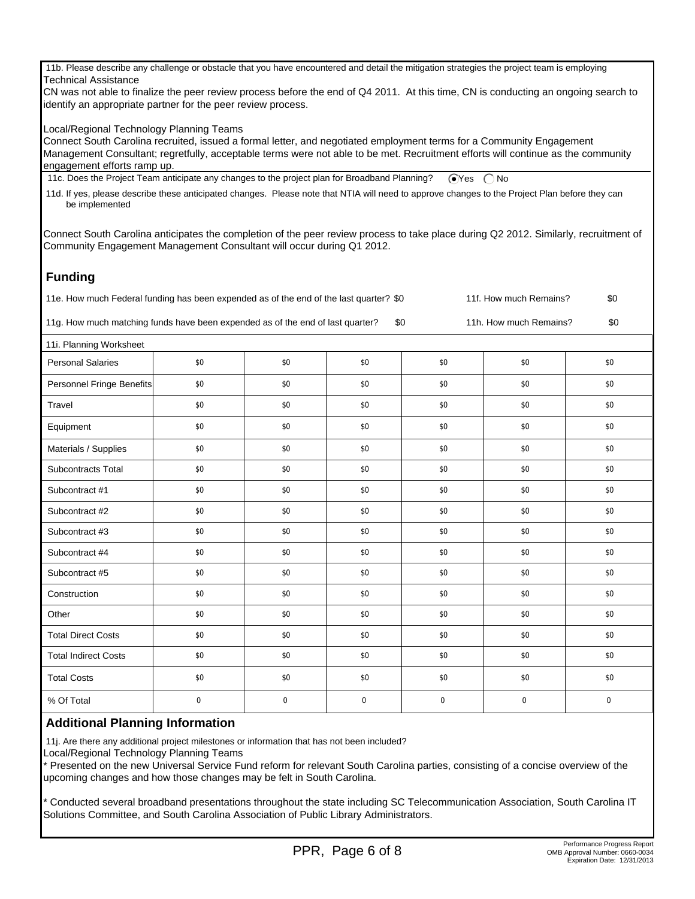11b. Please describe any challenge or obstacle that you have encountered and detail the mitigation strategies the project team is employing

Technical Assistance

CN was not able to finalize the peer review process before the end of Q4 2011. At this time, CN is conducting an ongoing search to identify an appropriate partner for the peer review process.

Local/Regional Technology Planning Teams

Connect South Carolina recruited, issued a formal letter, and negotiated employment terms for a Community Engagement Management Consultant; regretfully, acceptable terms were not able to be met. Recruitment efforts will continue as the community engagement efforts ramp up.

11c. Does the Project Team anticipate any changes to the project plan for Broadband Planning? (●) Yes ( ) No

11d. If yes, please describe these anticipated changes. Please note that NTIA will need to approve changes to the Project Plan before they can be implemented

Connect South Carolina anticipates the completion of the peer review process to take place during Q2 2012. Similarly, recruitment of Community Engagement Management Consultant will occur during Q1 2012.

## Funding

11e. How much Federal funding has been expended as of the end of the last quarter? $0 | 11f. How much Remains? $0

11g. How much matching funds have been expended as of the end of last quarter? $0 | 11h. How much Remains? $0

11i. Planning Worksheet

| | | | | | | |
|---|---|---|---|---|---|---|
| Personal Salaries | $0 | $0 | $0 | $0 | $0 | $0 |
| Personnel Fringe Benefits | $0 | $0 | $0 | $0 | $0 | $0 |
| Travel | $0 | $0 | $0 | $0 | $0 | $0 |
| Equipment | $0 | $0 | $0 | $0 | $0 | $0 |
| Materials / Supplies | $0 | $0 | $0 | $0 | $0 | $0 |
| Subcontracts Total | $0 | $0 | $0 | $0 | $0 | $0 |
| Subcontract #1 | $0 | $0 | $0 | $0 | $0 | $0 |
| Subcontract #2 | $0 | $0 | $0 | $0 | $0 | $0 |
| Subcontract #3 | $0 | $0 | $0 | $0 | $0 | $0 |
| Subcontract #4 | $0 | $0 | $0 | $0 | $0 | $0 |
| Subcontract #5 | $0 | $0 | $0 | $0 | $0 | $0 |
| Construction | $0 | $0 | $0 | $0 | $0 | $0 |
| Other | $0 | $0 | $0 | $0 | $0 | $0 |
| Total Direct Costs | $0 | $0 | $0 | $0 | $0 | $0 |
| Total Indirect Costs | $0 | $0 | $0 | $0 | $0 | $0 |
| Total Costs | $0 | $0 | $0 | $0 | $0 | $0 |
| % Of Total | 0 | 0 | 0 | 0 | 0 | 0 |

## Additional Planning Information

11j. Are there any additional project milestones or information that has not been included?

Local/Regional Technology Planning Teams

* Presented on the new Universal Service Fund reform for relevant South Carolina parties, consisting of a concise overview of the upcoming changes and how those changes may be felt in South Carolina.

* Conducted several broadband presentations throughout the state including SC Telecommunication Association, South Carolina IT Solutions Committee, and South Carolina Association of Public Library Administrators.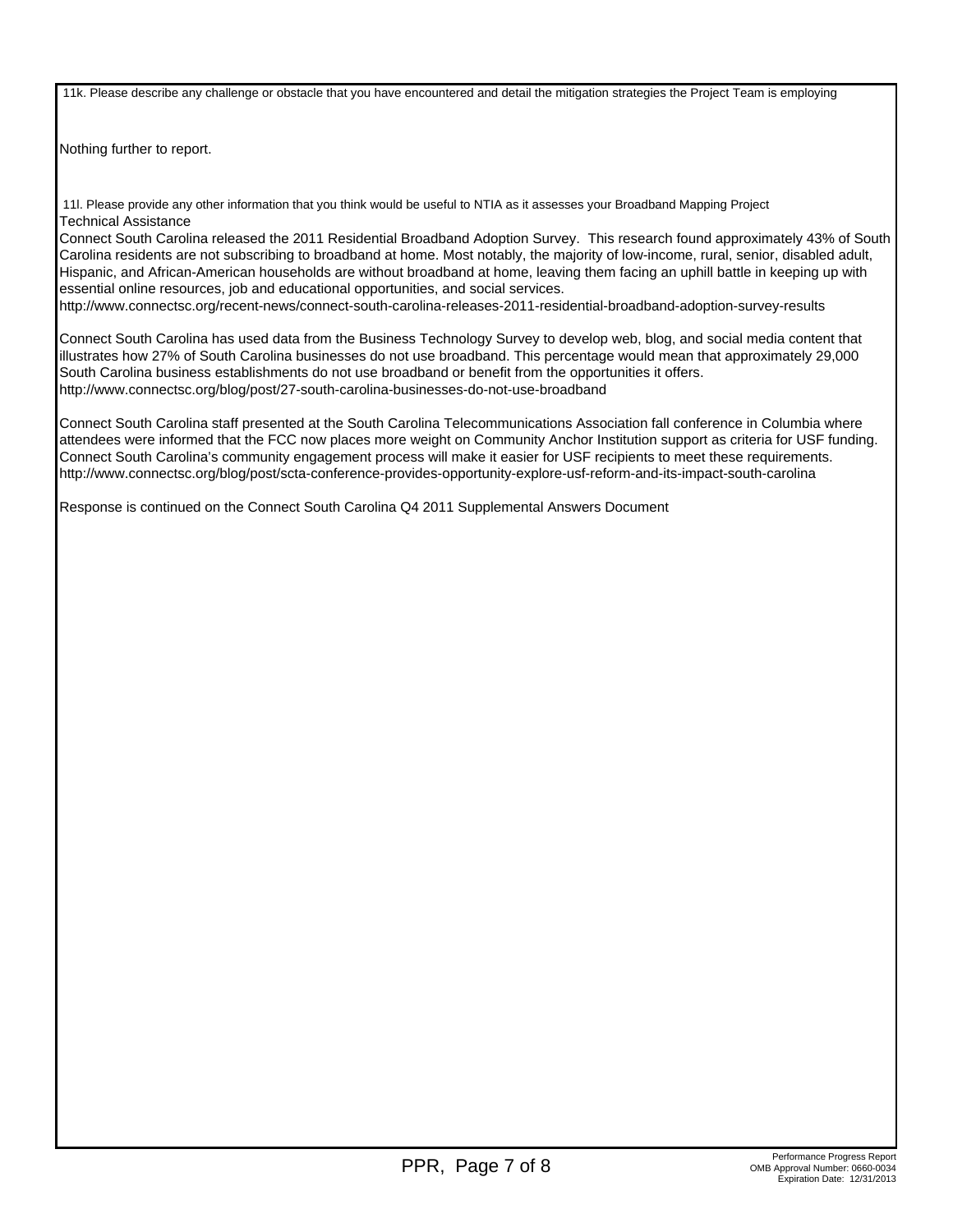11k. Please describe any challenge or obstacle that you have encountered and detail the mitigation strategies the Project Team is employing

Nothing further to report.

11l. Please provide any other information that you think would be useful to NTIA as it assesses your Broadband Mapping Project

Technical Assistance

Connect South Carolina released the 2011 Residential Broadband Adoption Survey. This research found approximately 43% of South Carolina residents are not subscribing to broadband at home. Most notably, the majority of low-income, rural, senior, disabled adult, Hispanic, and African-American households are without broadband at home, leaving them facing an uphill battle in keeping up with essential online resources, job and educational opportunities, and social services.
http://www.connectsc.org/recent-news/connect-south-carolina-releases-2011-residential-broadband-adoption-survey-results

Connect South Carolina has used data from the Business Technology Survey to develop web, blog, and social media content that illustrates how 27% of South Carolina businesses do not use broadband. This percentage would mean that approximately 29,000 South Carolina business establishments do not use broadband or benefit from the opportunities it offers.
http://www.connectsc.org/blog/post/27-south-carolina-businesses-do-not-use-broadband

Connect South Carolina staff presented at the South Carolina Telecommunications Association fall conference in Columbia where attendees were informed that the FCC now places more weight on Community Anchor Institution support as criteria for USF funding. Connect South Carolina's community engagement process will make it easier for USF recipients to meet these requirements.
http://www.connectsc.org/blog/post/scta-conference-provides-opportunity-explore-usf-reform-and-its-impact-south-carolina

Response is continued on the Connect South Carolina Q4 2011 Supplemental Answers Document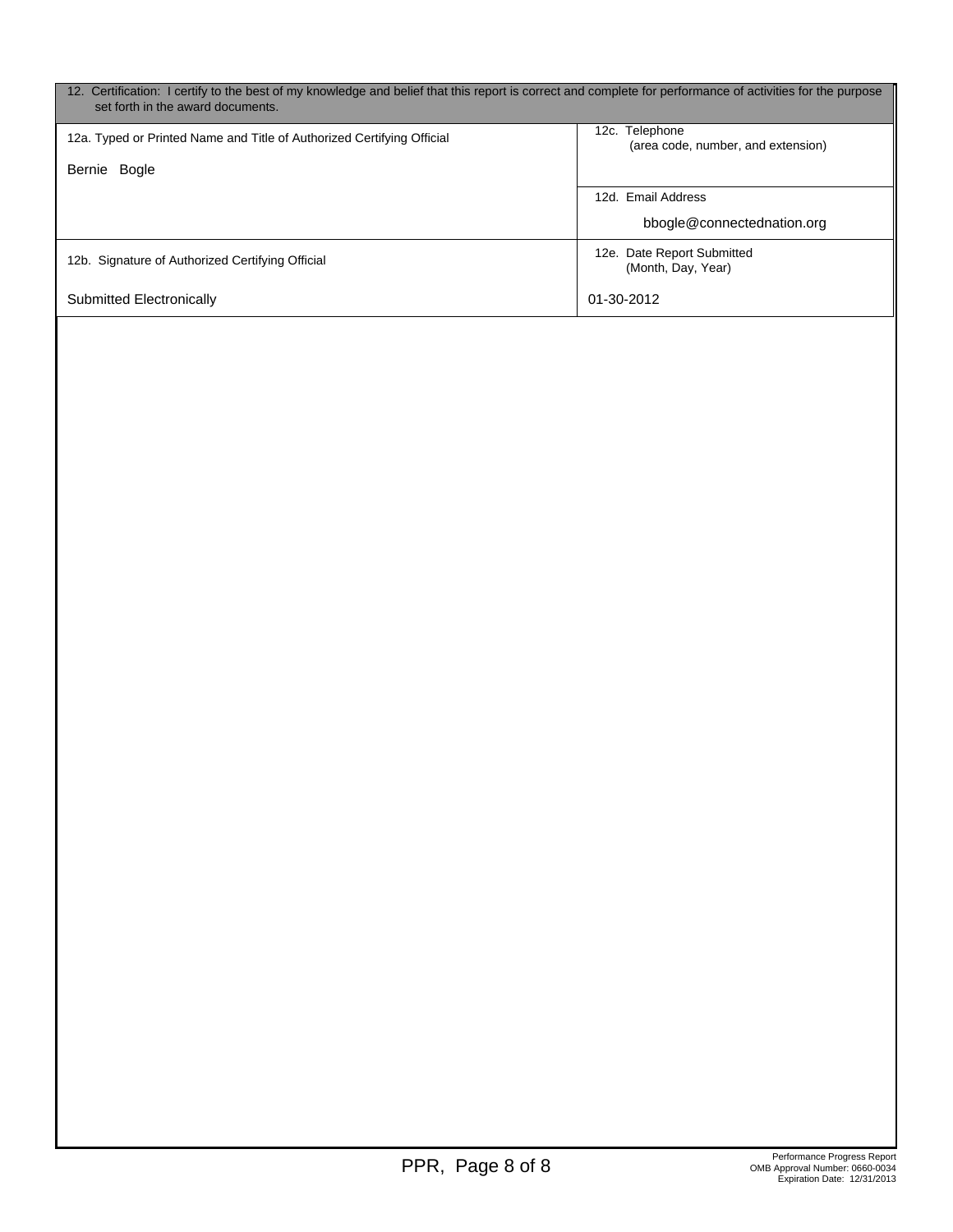12. Certification: I certify to the best of my knowledge and belief that this report is correct and complete for performance of activities for the purpose set forth in the award documents.

| | |
|---|---|
| 12a. Typed or Printed Name and Title of Authorized Certifying Official<br><br>Bernie Bogle | 12c. Telephone (area code, number, and extension) |
| | 12d. Email Address<br><br>bbogle@connectednation.org |
| 12b. Signature of Authorized Certifying Official<br><br>Submitted Electronically | 12e. Date Report Submitted (Month, Day, Year)<br><br>01-30-2012 |

Performance Progress Report
OMB Approval Number: 0660-0034
Expiration Date: 12/31/2013